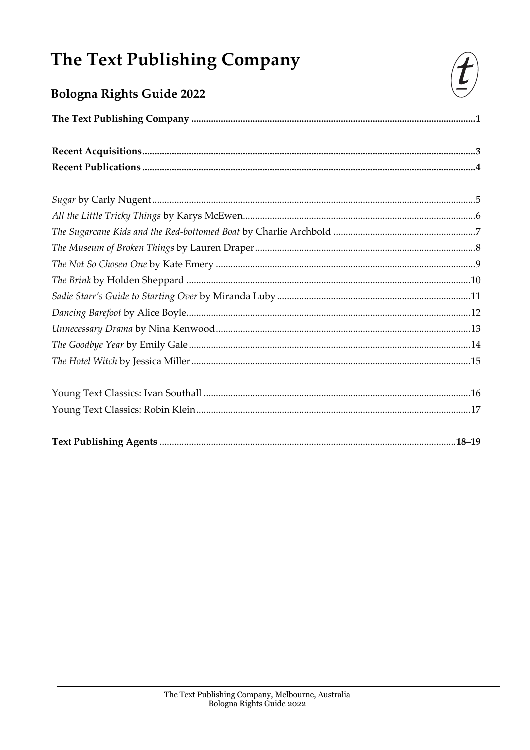# The Text Publishing Company

## Bologna Rights Guide 2022

**The Text Publishing Company .......... 1**

**Recent Acquisitions .......... 3**

**Recent Publications .......... 4**

*Sugar* by Carly Nugent .......... 5

*All the Little Tricky Things* by Karys McEwen .......... 6

*The Sugarcane Kids and the Red-bottomed Boat* by Charlie Archbold .......... 7

*The Museum of Broken Things* by Lauren Draper .......... 8

*The Not So Chosen One* by Kate Emery .......... 9

*The Brink* by Holden Sheppard .......... 10

*Sadie Starr's Guide to Starting Over* by Miranda Luby .......... 11

*Dancing Barefoot* by Alice Boyle .......... 12

*Unnecessary Drama* by Nina Kenwood .......... 13

*The Goodbye Year* by Emily Gale .......... 14

*The Hotel Witch* by Jessica Miller .......... 15

Young Text Classics: Ivan Southall .......... 16

Young Text Classics: Robin Klein .......... 17

**Text Publishing Agents .......... 18–19**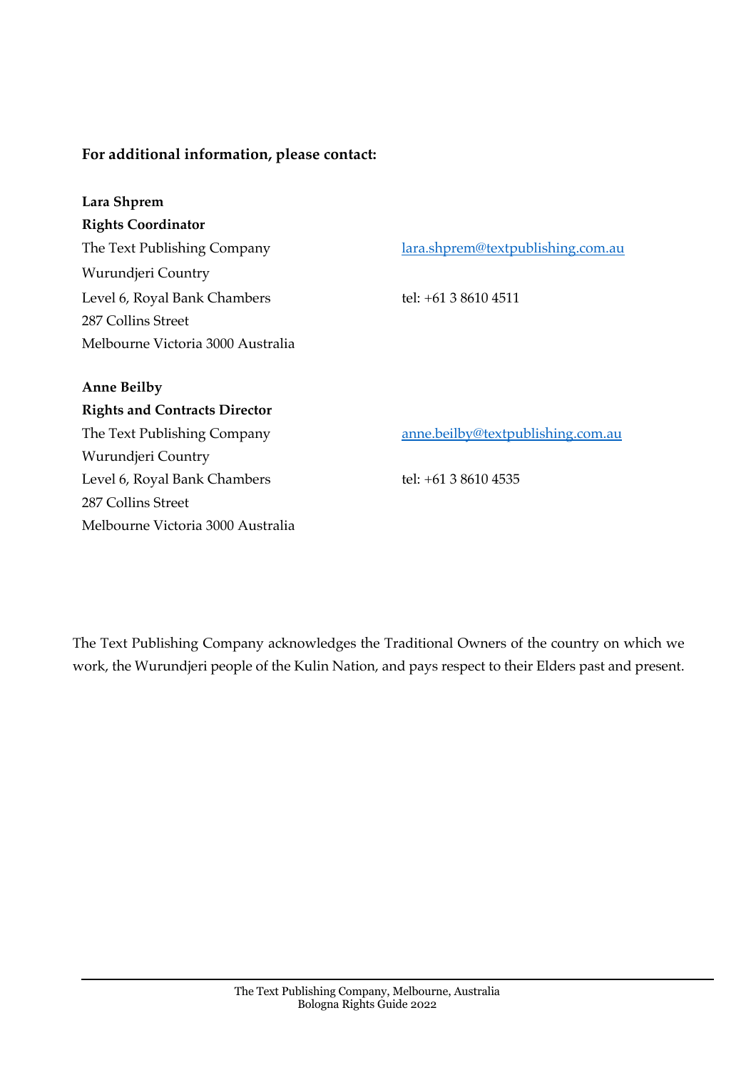**For additional information, please contact:**

**Lara Shprem**
**Rights Coordinator**
The Text Publishing Company
Wurundjeri Country
Level 6, Royal Bank Chambers
287 Collins Street
Melbourne Victoria 3000 Australia

lara.shprem@textpublishing.com.au

tel: +61 3 8610 4511

**Anne Beilby**
**Rights and Contracts Director**
The Text Publishing Company
Wurundjeri Country
Level 6, Royal Bank Chambers
287 Collins Street
Melbourne Victoria 3000 Australia

anne.beilby@textpublishing.com.au

tel: +61 3 8610 4535

The Text Publishing Company acknowledges the Traditional Owners of the country on which we work, the Wurundjeri people of the Kulin Nation, and pays respect to their Elders past and present.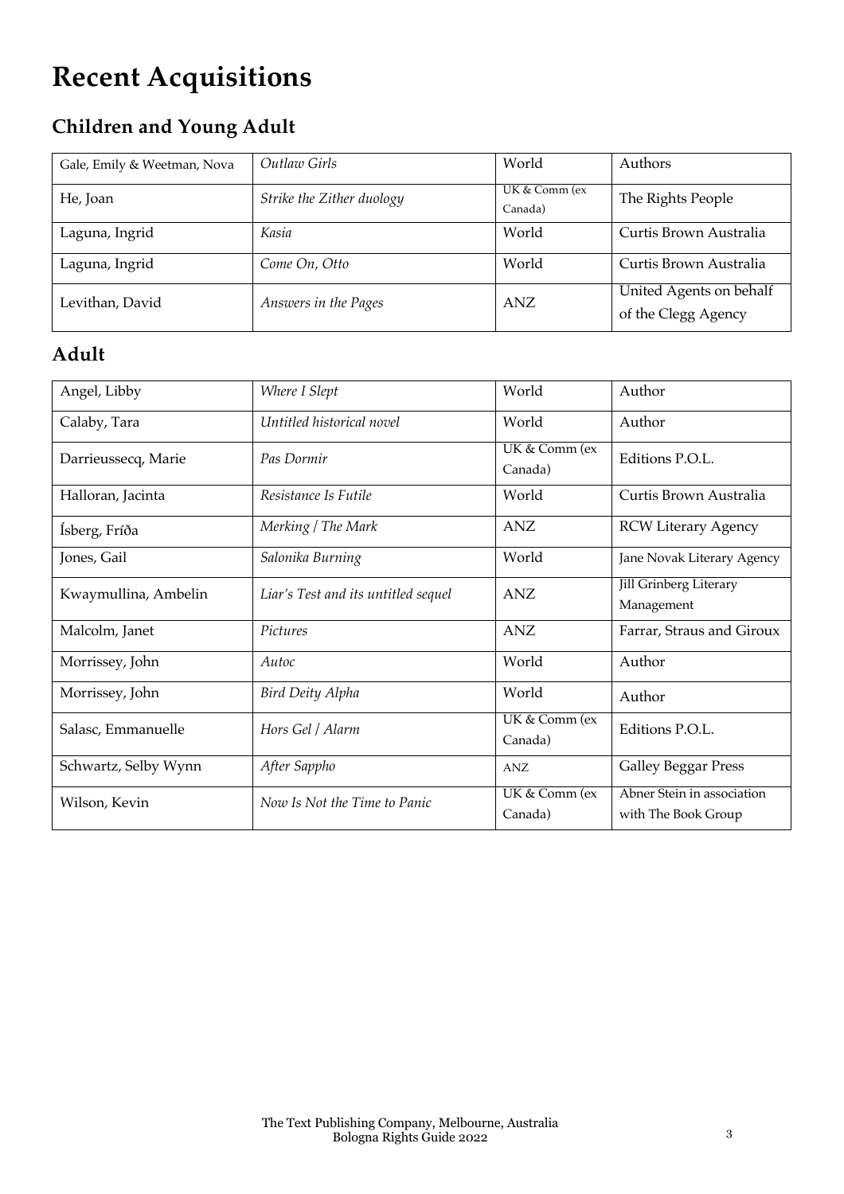# Recent Acquisitions

## Children and Young Adult

| | | | |
|---|---|---|---|
| Gale, Emily & Weetman, Nova | *Outlaw Girls* | World | Authors |
| He, Joan | *Strike the Zither duology* | UK & Comm (ex Canada) | The Rights People |
| Laguna, Ingrid | *Kasia* | World | Curtis Brown Australia |
| Laguna, Ingrid | *Come On, Otto* | World | Curtis Brown Australia |
| Levithan, David | *Answers in the Pages* | ANZ | United Agents on behalf of the Clegg Agency |

## Adult

| | | | |
|---|---|---|---|
| Angel, Libby | *Where I Slept* | World | Author |
| Calaby, Tara | *Untitled historical novel* | World | Author |
| Darrieussecq, Marie | *Pas Dormir* | UK & Comm (ex Canada) | Editions P.O.L. |
| Halloran, Jacinta | *Resistance Is Futile* | World | Curtis Brown Australia |
| Ísberg, Fríða | *Merking / The Mark* | ANZ | RCW Literary Agency |
| Jones, Gail | *Salonika Burning* | World | Jane Novak Literary Agency |
| Kwaymullina, Ambelin | *Liar's Test and its untitled sequel* | ANZ | Jill Grinberg Literary Management |
| Malcolm, Janet | *Pictures* | ANZ | Farrar, Straus and Giroux |
| Morrissey, John | *Autoc* | World | Author |
| Morrissey, John | *Bird Deity Alpha* | World | Author |
| Salasc, Emmanuelle | *Hors Gel / Alarm* | UK & Comm (ex Canada) | Editions P.O.L. |
| Schwartz, Selby Wynn | *After Sappho* | ANZ | Galley Beggar Press |
| Wilson, Kevin | *Now Is Not the Time to Panic* | UK & Comm (ex Canada) | Abner Stein in association with The Book Group |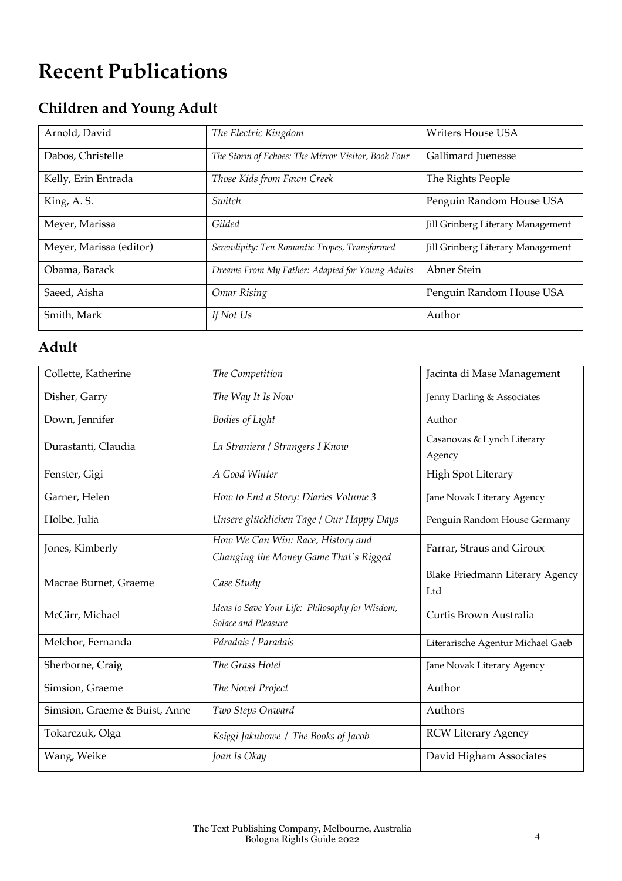# Recent Publications

## Children and Young Adult

| | | |
|---|---|---|
| Arnold, David | *The Electric Kingdom* | Writers House USA |
| Dabos, Christelle | *The Storm of Echoes: The Mirror Visitor, Book Four* | Gallimard Juenesse |
| Kelly, Erin Entrada | *Those Kids from Fawn Creek* | The Rights People |
| King, A. S. | *Switch* | Penguin Random House USA |
| Meyer, Marissa | *Gilded* | Jill Grinberg Literary Management |
| Meyer, Marissa (editor) | *Serendipity: Ten Romantic Tropes, Transformed* | Jill Grinberg Literary Management |
| Obama, Barack | *Dreams From My Father: Adapted for Young Adults* | Abner Stein |
| Saeed, Aisha | *Omar Rising* | Penguin Random House USA |
| Smith, Mark | *If Not Us* | Author |

## Adult

| | | |
|---|---|---|
| Collette, Katherine | *The Competition* | Jacinta di Mase Management |
| Disher, Garry | *The Way It Is Now* | Jenny Darling & Associates |
| Down, Jennifer | *Bodies of Light* | Author |
| Durastanti, Claudia | *La Straniera / Strangers I Know* | Casanovas & Lynch Literary Agency |
| Fenster, Gigi | *A Good Winter* | High Spot Literary |
| Garner, Helen | *How to End a Story: Diaries Volume 3* | Jane Novak Literary Agency |
| Holbe, Julia | *Unsere glücklichen Tage / Our Happy Days* | Penguin Random House Germany |
| Jones, Kimberly | *How We Can Win: Race, History and Changing the Money Game That's Rigged* | Farrar, Straus and Giroux |
| Macrae Burnet, Graeme | *Case Study* | Blake Friedmann Literary Agency Ltd |
| McGirr, Michael | *Ideas to Save Your Life: Philosophy for Wisdom, Solace and Pleasure* | Curtis Brown Australia |
| Melchor, Fernanda | *Páradais / Paradais* | Literarische Agentur Michael Gaeb |
| Sherborne, Craig | *The Grass Hotel* | Jane Novak Literary Agency |
| Simsion, Graeme | *The Novel Project* | Author |
| Simsion, Graeme & Buist, Anne | *Two Steps Onward* | Authors |
| Tokarczuk, Olga | *Księgi Jakubowe / The Books of Jacob* | RCW Literary Agency |
| Wang, Weike | *Joan Is Okay* | David Higham Associates |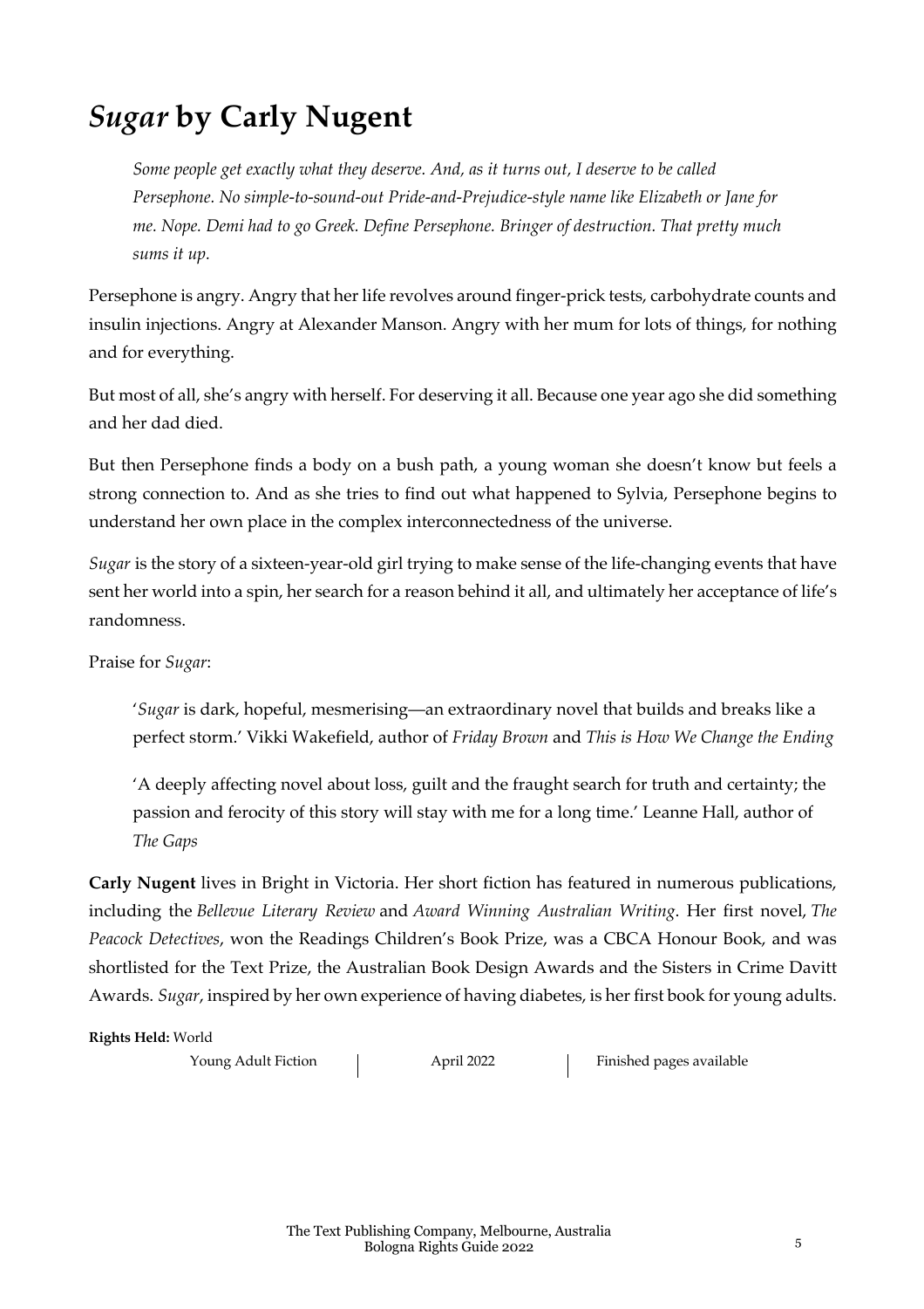# *Sugar* by Carly Nugent

> *Some people get exactly what they deserve. And, as it turns out, I deserve to be called Persephone. No simple-to-sound-out Pride-and-Prejudice-style name like Elizabeth or Jane for me. Nope. Demi had to go Greek. Define Persephone. Bringer of destruction. That pretty much sums it up.*

Persephone is angry. Angry that her life revolves around finger-prick tests, carbohydrate counts and insulin injections. Angry at Alexander Manson. Angry with her mum for lots of things, for nothing and for everything.

But most of all, she's angry with herself. For deserving it all. Because one year ago she did something and her dad died.

But then Persephone finds a body on a bush path, a young woman she doesn't know but feels a strong connection to. And as she tries to find out what happened to Sylvia, Persephone begins to understand her own place in the complex interconnectedness of the universe.

*Sugar* is the story of a sixteen-year-old girl trying to make sense of the life-changing events that have sent her world into a spin, her search for a reason behind it all, and ultimately her acceptance of life's randomness.

Praise for *Sugar*:

> '*Sugar* is dark, hopeful, mesmerising—an extraordinary novel that builds and breaks like a perfect storm.' Vikki Wakefield, author of *Friday Brown* and *This is How We Change the Ending*

> 'A deeply affecting novel about loss, guilt and the fraught search for truth and certainty; the passion and ferocity of this story will stay with me for a long time.' Leanne Hall, author of *The Gaps*

**Carly Nugent** lives in Bright in Victoria. Her short fiction has featured in numerous publications, including the *Bellevue Literary Review* and *Award Winning Australian Writing*. Her first novel, *The Peacock Detectives*, won the Readings Children's Book Prize, was a CBCA Honour Book, and was shortlisted for the Text Prize, the Australian Book Design Awards and the Sisters in Crime Davitt Awards. *Sugar*, inspired by her own experience of having diabetes, is her first book for young adults.

**Rights Held:** World

Young Adult Fiction | April 2022 | Finished pages available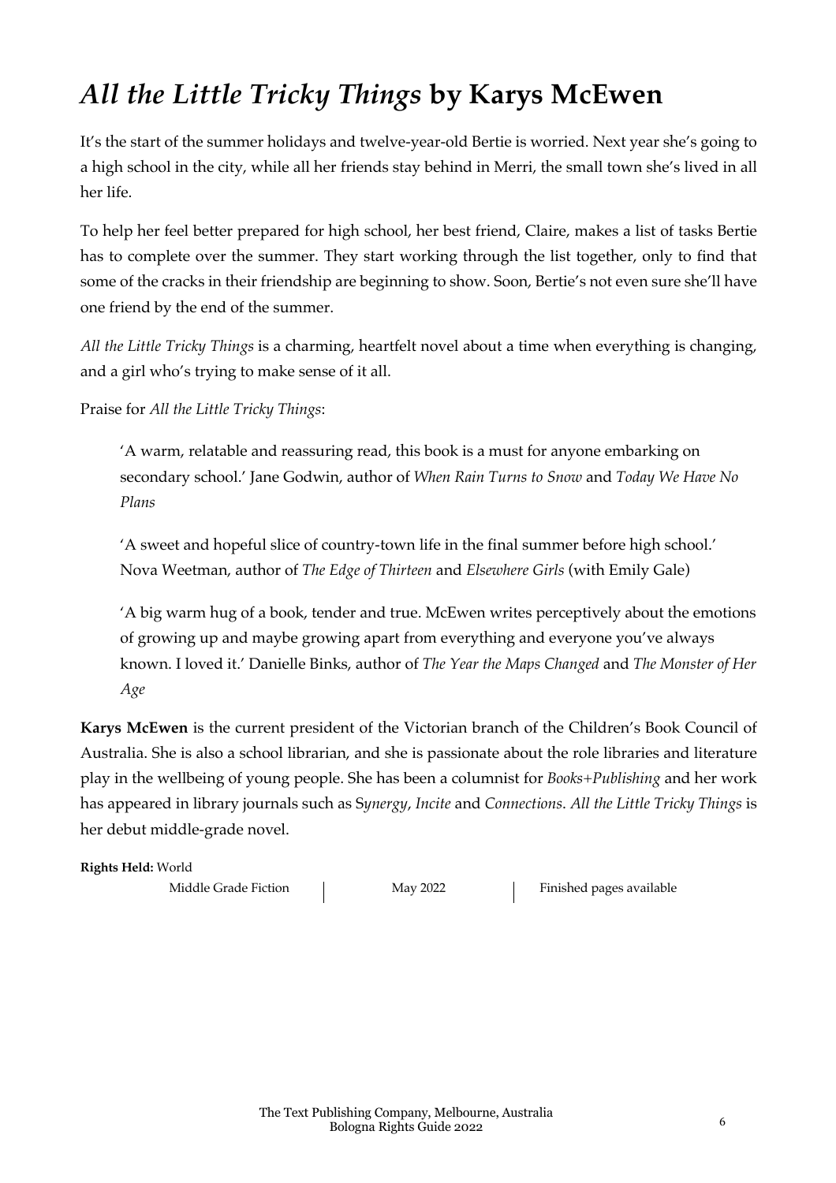# *All the Little Tricky Things* by Karys McEwen

It's the start of the summer holidays and twelve-year-old Bertie is worried. Next year she's going to a high school in the city, while all her friends stay behind in Merri, the small town she's lived in all her life.

To help her feel better prepared for high school, her best friend, Claire, makes a list of tasks Bertie has to complete over the summer. They start working through the list together, only to find that some of the cracks in their friendship are beginning to show. Soon, Bertie's not even sure she'll have one friend by the end of the summer.

*All the Little Tricky Things* is a charming, heartfelt novel about a time when everything is changing, and a girl who's trying to make sense of it all.

Praise for *All the Little Tricky Things*:

> 'A warm, relatable and reassuring read, this book is a must for anyone embarking on secondary school.' Jane Godwin, author of *When Rain Turns to Snow* and *Today We Have No Plans*
>
> 'A sweet and hopeful slice of country-town life in the final summer before high school.' Nova Weetman, author of *The Edge of Thirteen* and *Elsewhere Girls* (with Emily Gale)
>
> 'A big warm hug of a book, tender and true. McEwen writes perceptively about the emotions of growing up and maybe growing apart from everything and everyone you've always known. I loved it.' Danielle Binks, author of *The Year the Maps Changed* and *The Monster of Her Age*

**Karys McEwen** is the current president of the Victorian branch of the Children's Book Council of Australia. She is also a school librarian, and she is passionate about the role libraries and literature play in the wellbeing of young people. She has been a columnist for *Books+Publishing* and her work has appeared in library journals such as S*ynergy*, *Incite* and *Connections*. *All the Little Tricky Things* is her debut middle-grade novel.

**Rights Held:** World

Middle Grade Fiction | May 2022 | Finished pages available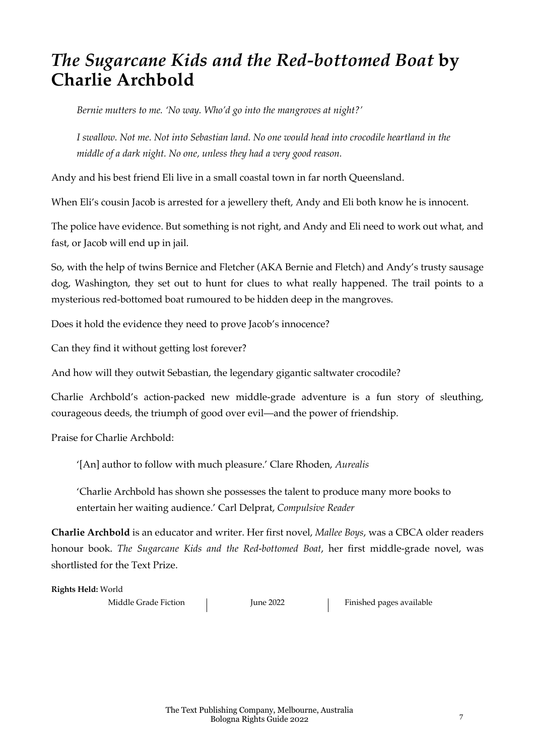# *The Sugarcane Kids and the Red-bottomed Boat* by Charlie Archbold

> *Bernie mutters to me. 'No way. Who'd go into the mangroves at night?'*
>
> *I swallow. Not me. Not into Sebastian land. No one would head into crocodile heartland in the middle of a dark night. No one, unless they had a very good reason.*

Andy and his best friend Eli live in a small coastal town in far north Queensland.

When Eli's cousin Jacob is arrested for a jewellery theft, Andy and Eli both know he is innocent.

The police have evidence. But something is not right, and Andy and Eli need to work out what, and fast, or Jacob will end up in jail.

So, with the help of twins Bernice and Fletcher (AKA Bernie and Fletch) and Andy's trusty sausage dog, Washington, they set out to hunt for clues to what really happened. The trail points to a mysterious red-bottomed boat rumoured to be hidden deep in the mangroves.

Does it hold the evidence they need to prove Jacob's innocence?

Can they find it without getting lost forever?

And how will they outwit Sebastian, the legendary gigantic saltwater crocodile?

Charlie Archbold's action-packed new middle-grade adventure is a fun story of sleuthing, courageous deeds, the triumph of good over evil—and the power of friendship.

Praise for Charlie Archbold:

> '[An] author to follow with much pleasure.' Clare Rhoden, *Aurealis*
>
> 'Charlie Archbold has shown she possesses the talent to produce many more books to entertain her waiting audience.' Carl Delprat, *Compulsive Reader*

**Charlie Archbold** is an educator and writer. Her first novel, *Mallee Boys*, was a CBCA older readers honour book. *The Sugarcane Kids and the Red-bottomed Boat*, her first middle-grade novel, was shortlisted for the Text Prize.

**Rights Held:** World

Middle Grade Fiction | June 2022 | Finished pages available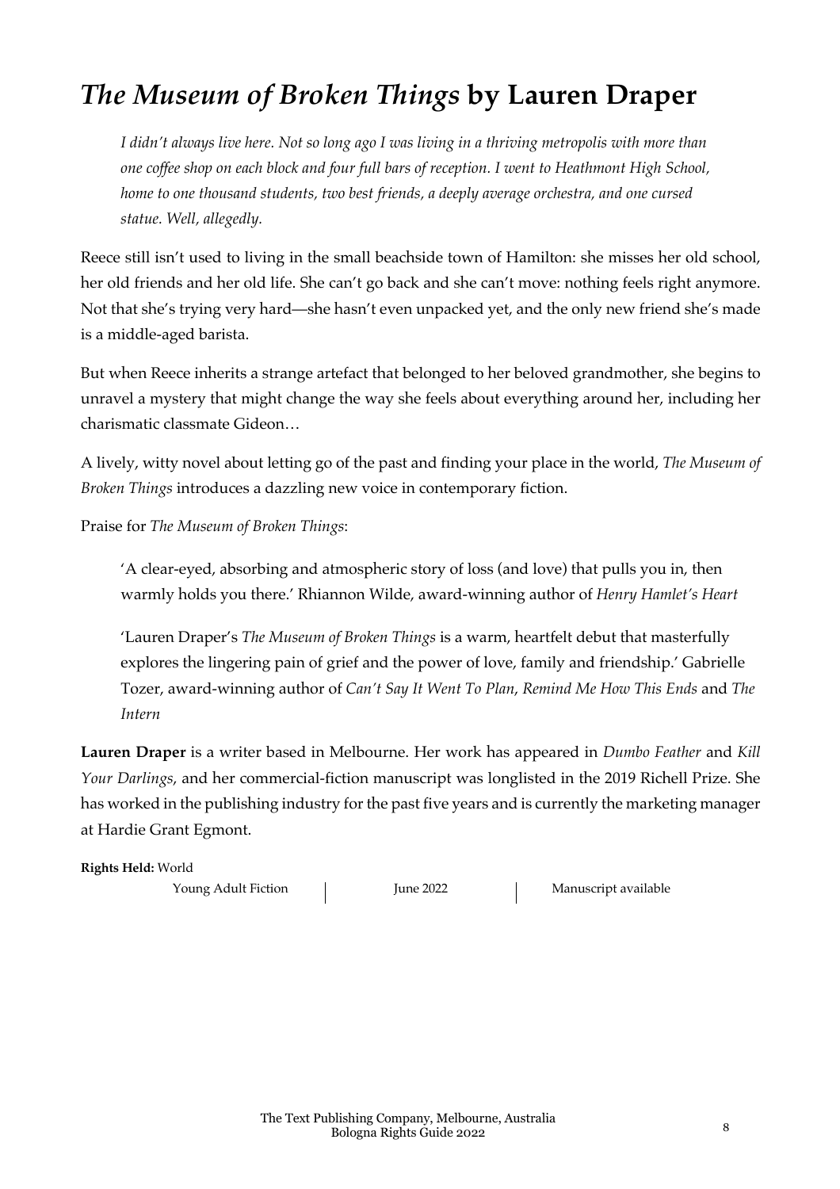# *The Museum of Broken Things* by Lauren Draper

> *I didn't always live here. Not so long ago I was living in a thriving metropolis with more than one coffee shop on each block and four full bars of reception. I went to Heathmont High School, home to one thousand students, two best friends, a deeply average orchestra, and one cursed statue. Well, allegedly.*

Reece still isn't used to living in the small beachside town of Hamilton: she misses her old school, her old friends and her old life. She can't go back and she can't move: nothing feels right anymore. Not that she's trying very hard—she hasn't even unpacked yet, and the only new friend she's made is a middle-aged barista.

But when Reece inherits a strange artefact that belonged to her beloved grandmother, she begins to unravel a mystery that might change the way she feels about everything around her, including her charismatic classmate Gideon…

A lively, witty novel about letting go of the past and finding your place in the world, *The Museum of Broken Things* introduces a dazzling new voice in contemporary fiction.

Praise for *The Museum of Broken Things*:

> 'A clear-eyed, absorbing and atmospheric story of loss (and love) that pulls you in, then warmly holds you there.' Rhiannon Wilde, award-winning author of *Henry Hamlet's Heart*

> 'Lauren Draper's *The Museum of Broken Things* is a warm, heartfelt debut that masterfully explores the lingering pain of grief and the power of love, family and friendship.' Gabrielle Tozer, award-winning author of *Can't Say It Went To Plan*, *Remind Me How This Ends* and *The Intern*

**Lauren Draper** is a writer based in Melbourne. Her work has appeared in *Dumbo Feather* and *Kill Your Darlings*, and her commercial-fiction manuscript was longlisted in the 2019 Richell Prize. She has worked in the publishing industry for the past five years and is currently the marketing manager at Hardie Grant Egmont.

**Rights Held:** World

Young Adult Fiction | June 2022 | Manuscript available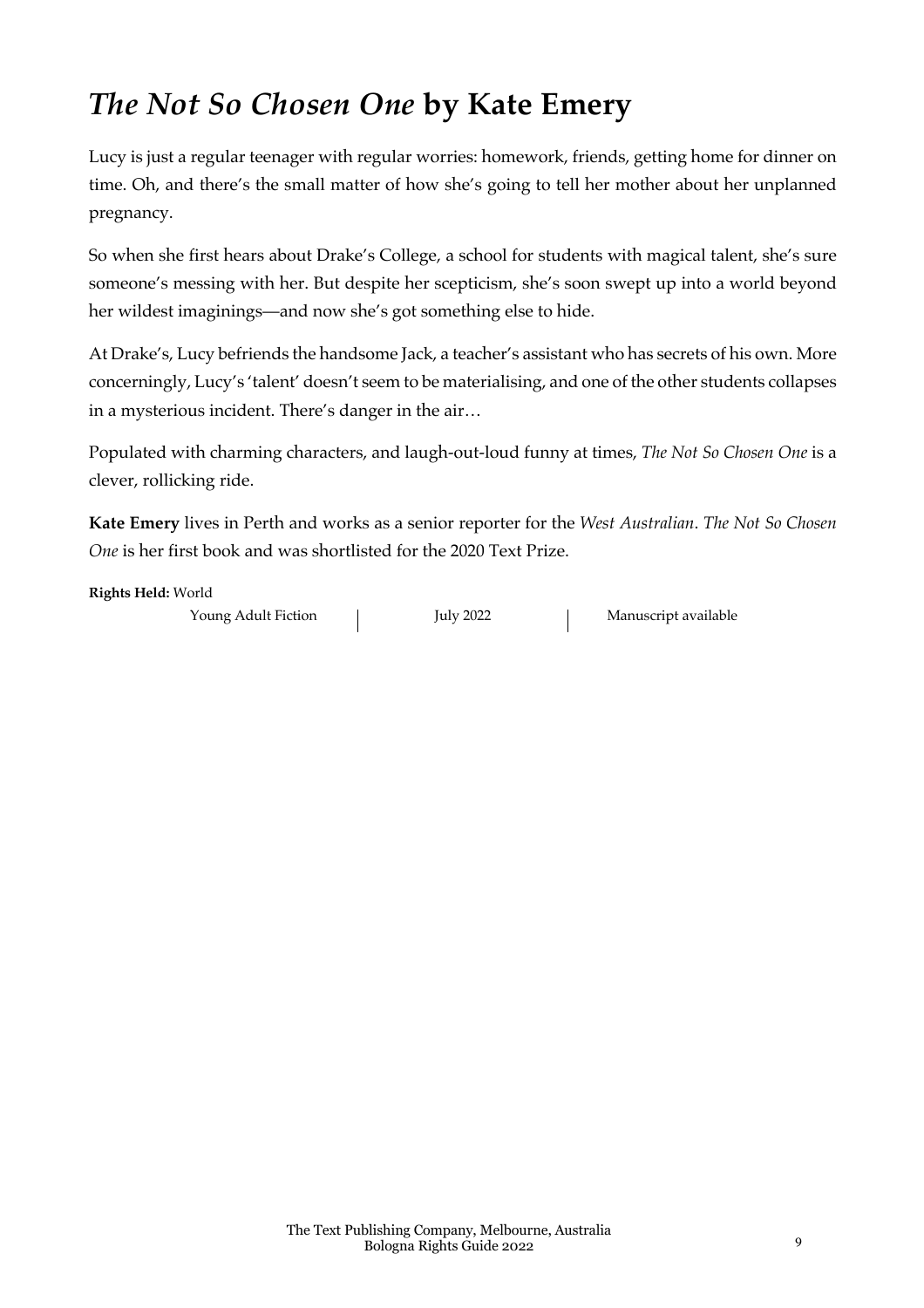# *The Not So Chosen One* by Kate Emery

Lucy is just a regular teenager with regular worries: homework, friends, getting home for dinner on time. Oh, and there's the small matter of how she's going to tell her mother about her unplanned pregnancy.

So when she first hears about Drake's College, a school for students with magical talent, she's sure someone's messing with her. But despite her scepticism, she's soon swept up into a world beyond her wildest imaginings—and now she's got something else to hide.

At Drake's, Lucy befriends the handsome Jack, a teacher's assistant who has secrets of his own. More concerningly, Lucy's 'talent' doesn't seem to be materialising, and one of the other students collapses in a mysterious incident. There's danger in the air…

Populated with charming characters, and laugh-out-loud funny at times, *The Not So Chosen One* is a clever, rollicking ride.

**Kate Emery** lives in Perth and works as a senior reporter for the *West Australian*. *The Not So Chosen One* is her first book and was shortlisted for the 2020 Text Prize.

**Rights Held:** World

Young Adult Fiction | July 2022 | Manuscript available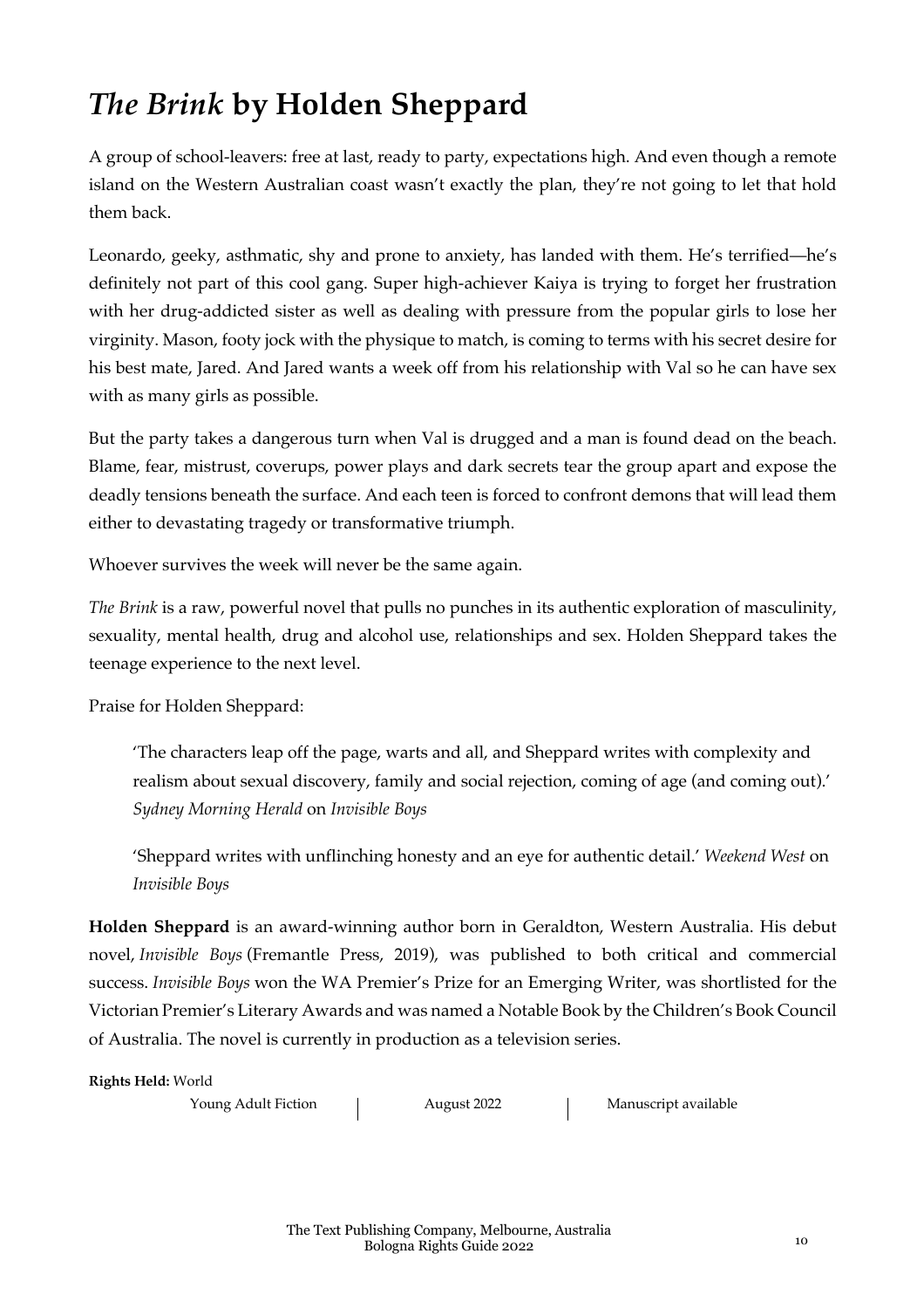# *The Brink* by Holden Sheppard

A group of school-leavers: free at last, ready to party, expectations high. And even though a remote island on the Western Australian coast wasn't exactly the plan, they're not going to let that hold them back.

Leonardo, geeky, asthmatic, shy and prone to anxiety, has landed with them. He's terrified—he's definitely not part of this cool gang. Super high-achiever Kaiya is trying to forget her frustration with her drug-addicted sister as well as dealing with pressure from the popular girls to lose her virginity. Mason, footy jock with the physique to match, is coming to terms with his secret desire for his best mate, Jared. And Jared wants a week off from his relationship with Val so he can have sex with as many girls as possible.

But the party takes a dangerous turn when Val is drugged and a man is found dead on the beach. Blame, fear, mistrust, coverups, power plays and dark secrets tear the group apart and expose the deadly tensions beneath the surface. And each teen is forced to confront demons that will lead them either to devastating tragedy or transformative triumph.

Whoever survives the week will never be the same again.

*The Brink* is a raw, powerful novel that pulls no punches in its authentic exploration of masculinity, sexuality, mental health, drug and alcohol use, relationships and sex. Holden Sheppard takes the teenage experience to the next level.

Praise for Holden Sheppard:

> 'The characters leap off the page, warts and all, and Sheppard writes with complexity and realism about sexual discovery, family and social rejection, coming of age (and coming out).' *Sydney Morning Herald* on *Invisible Boys*

> 'Sheppard writes with unflinching honesty and an eye for authentic detail.' *Weekend West* on *Invisible Boys*

**Holden Sheppard** is an award-winning author born in Geraldton, Western Australia. His debut novel, *Invisible Boys* (Fremantle Press, 2019), was published to both critical and commercial success. *Invisible Boys* won the WA Premier's Prize for an Emerging Writer, was shortlisted for the Victorian Premier's Literary Awards and was named a Notable Book by the Children's Book Council of Australia. The novel is currently in production as a television series.

**Rights Held:** World

Young Adult Fiction | August 2022 | Manuscript available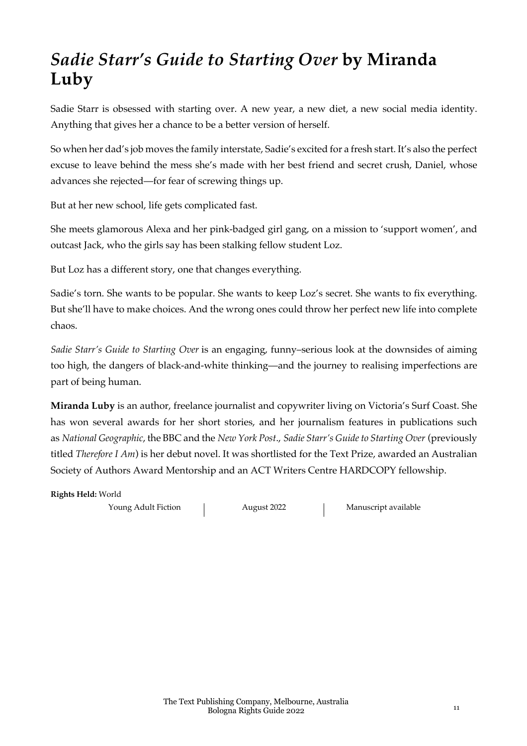# *Sadie Starr's Guide to Starting Over* by Miranda Luby

Sadie Starr is obsessed with starting over. A new year, a new diet, a new social media identity. Anything that gives her a chance to be a better version of herself.

So when her dad's job moves the family interstate, Sadie's excited for a fresh start. It's also the perfect excuse to leave behind the mess she's made with her best friend and secret crush, Daniel, whose advances she rejected—for fear of screwing things up.

But at her new school, life gets complicated fast.

She meets glamorous Alexa and her pink-badged girl gang, on a mission to 'support women', and outcast Jack, who the girls say has been stalking fellow student Loz.

But Loz has a different story, one that changes everything.

Sadie's torn. She wants to be popular. She wants to keep Loz's secret. She wants to fix everything. But she'll have to make choices. And the wrong ones could throw her perfect new life into complete chaos.

*Sadie Starr's Guide to Starting Over* is an engaging, funny–serious look at the downsides of aiming too high, the dangers of black-and-white thinking—and the journey to realising imperfections are part of being human.

**Miranda Luby** is an author, freelance journalist and copywriter living on Victoria's Surf Coast. She has won several awards for her short stories, and her journalism features in publications such as *National Geographic*, the BBC and the *New York Post*., *Sadie Starr's Guide to Starting Over* (previously titled *Therefore I Am*) is her debut novel. It was shortlisted for the Text Prize, awarded an Australian Society of Authors Award Mentorship and an ACT Writers Centre HARDCOPY fellowship.

**Rights Held:** World

Young Adult Fiction | August 2022 | Manuscript available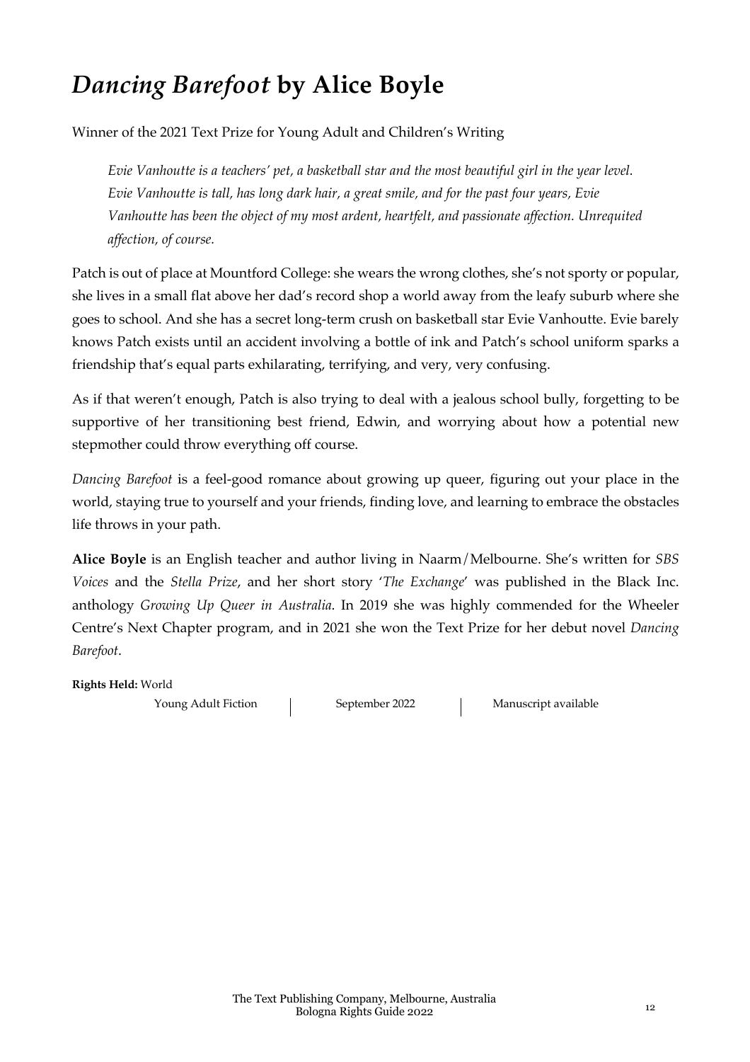# *Dancing Barefoot* by Alice Boyle

Winner of the 2021 Text Prize for Young Adult and Children's Writing

> *Evie Vanhoutte is a teachers' pet, a basketball star and the most beautiful girl in the year level. Evie Vanhoutte is tall, has long dark hair, a great smile, and for the past four years, Evie Vanhoutte has been the object of my most ardent, heartfelt, and passionate affection. Unrequited affection, of course.*

Patch is out of place at Mountford College: she wears the wrong clothes, she's not sporty or popular, she lives in a small flat above her dad's record shop a world away from the leafy suburb where she goes to school. And she has a secret long-term crush on basketball star Evie Vanhoutte. Evie barely knows Patch exists until an accident involving a bottle of ink and Patch's school uniform sparks a friendship that's equal parts exhilarating, terrifying, and very, very confusing.

As if that weren't enough, Patch is also trying to deal with a jealous school bully, forgetting to be supportive of her transitioning best friend, Edwin, and worrying about how a potential new stepmother could throw everything off course.

*Dancing Barefoot* is a feel-good romance about growing up queer, figuring out your place in the world, staying true to yourself and your friends, finding love, and learning to embrace the obstacles life throws in your path.

**Alice Boyle** is an English teacher and author living in Naarm/Melbourne. She's written for *SBS Voices* and the *Stella Prize*, and her short story '*The Exchange*' was published in the Black Inc. anthology *Growing Up Queer in Australia*. In 2019 she was highly commended for the Wheeler Centre's Next Chapter program, and in 2021 she won the Text Prize for her debut novel *Dancing Barefoot*.

**Rights Held:** World

Young Adult Fiction | September 2022 | Manuscript available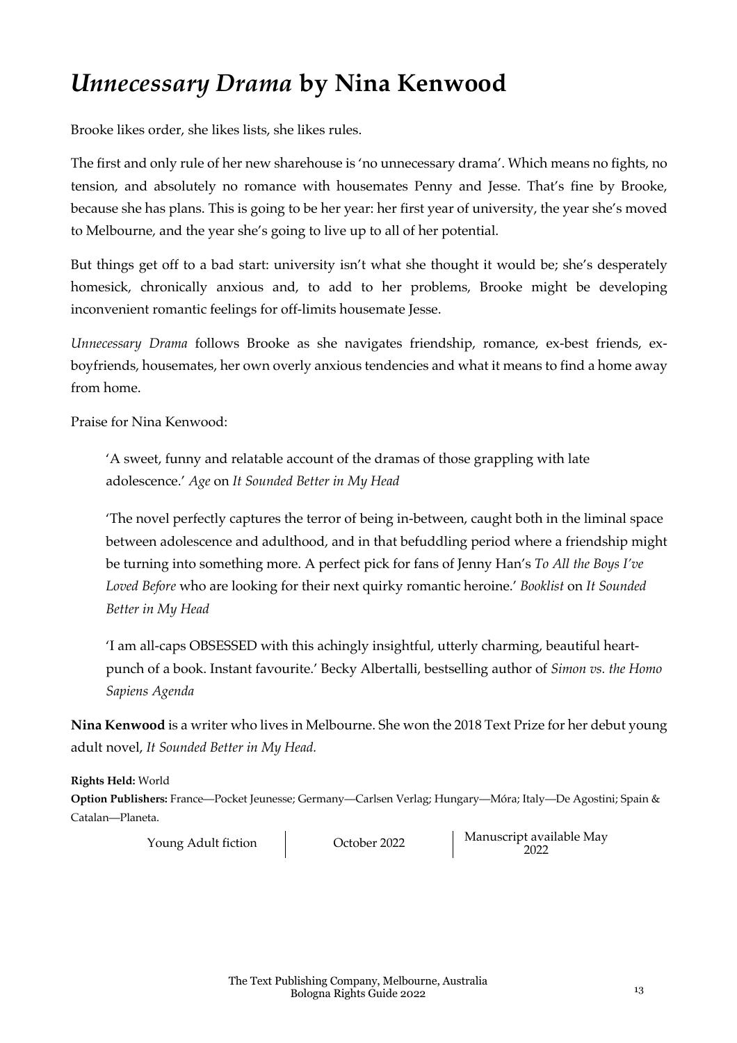# *Unnecessary Drama* by Nina Kenwood

Brooke likes order, she likes lists, she likes rules.

The first and only rule of her new sharehouse is 'no unnecessary drama'. Which means no fights, no tension, and absolutely no romance with housemates Penny and Jesse. That's fine by Brooke, because she has plans. This is going to be her year: her first year of university, the year she's moved to Melbourne, and the year she's going to live up to all of her potential.

But things get off to a bad start: university isn't what she thought it would be; she's desperately homesick, chronically anxious and, to add to her problems, Brooke might be developing inconvenient romantic feelings for off-limits housemate Jesse.

*Unnecessary Drama* follows Brooke as she navigates friendship, romance, ex-best friends, ex-boyfriends, housemates, her own overly anxious tendencies and what it means to find a home away from home.

Praise for Nina Kenwood:

> 'A sweet, funny and relatable account of the dramas of those grappling with late adolescence.' *Age* on *It Sounded Better in My Head*

> 'The novel perfectly captures the terror of being in-between, caught both in the liminal space between adolescence and adulthood, and in that befuddling period where a friendship might be turning into something more. A perfect pick for fans of Jenny Han's *To All the Boys I've Loved Before* who are looking for their next quirky romantic heroine.' *Booklist* on *It Sounded Better in My Head*

> 'I am all-caps OBSESSED with this achingly insightful, utterly charming, beautiful heart-punch of a book. Instant favourite.' Becky Albertalli, bestselling author of *Simon vs. the Homo Sapiens Agenda*

**Nina Kenwood** is a writer who lives in Melbourne. She won the 2018 Text Prize for her debut young adult novel, *It Sounded Better in My Head.*

**Rights Held:** World

**Option Publishers:** France—Pocket Jeunesse; Germany—Carlsen Verlag; Hungary—Móra; Italy—De Agostini; Spain & Catalan—Planeta.

Young Adult fiction | October 2022 | Manuscript available May 2022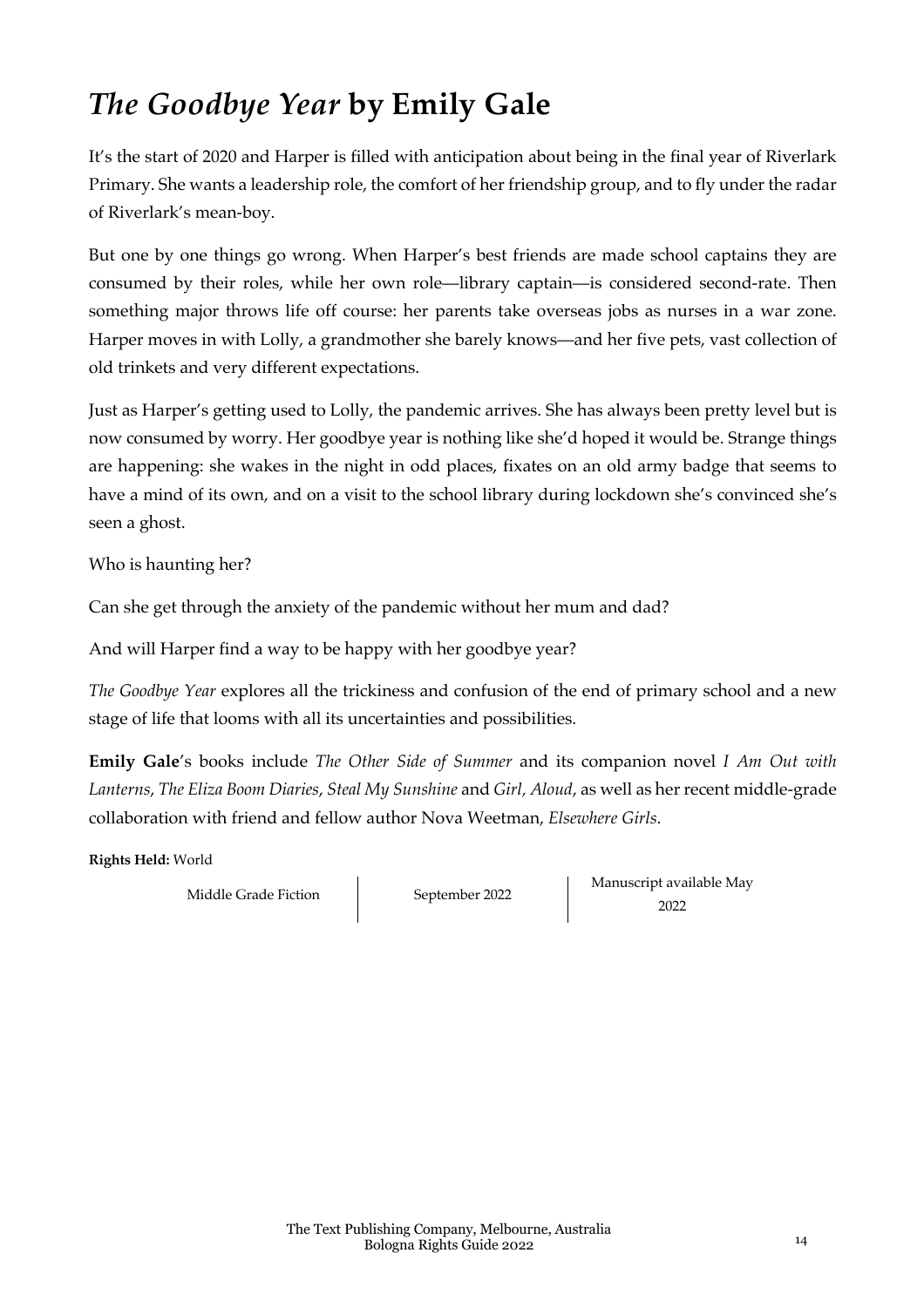# *The Goodbye Year* by Emily Gale

It's the start of 2020 and Harper is filled with anticipation about being in the final year of Riverlark Primary. She wants a leadership role, the comfort of her friendship group, and to fly under the radar of Riverlark's mean-boy.

But one by one things go wrong. When Harper's best friends are made school captains they are consumed by their roles, while her own role—library captain—is considered second-rate. Then something major throws life off course: her parents take overseas jobs as nurses in a war zone. Harper moves in with Lolly, a grandmother she barely knows—and her five pets, vast collection of old trinkets and very different expectations.

Just as Harper's getting used to Lolly, the pandemic arrives. She has always been pretty level but is now consumed by worry. Her goodbye year is nothing like she'd hoped it would be. Strange things are happening: she wakes in the night in odd places, fixates on an old army badge that seems to have a mind of its own, and on a visit to the school library during lockdown she's convinced she's seen a ghost.

Who is haunting her?

Can she get through the anxiety of the pandemic without her mum and dad?

And will Harper find a way to be happy with her goodbye year?

*The Goodbye Year* explores all the trickiness and confusion of the end of primary school and a new stage of life that looms with all its uncertainties and possibilities.

**Emily Gale**'s books include *The Other Side of Summer* and its companion novel *I Am Out with Lanterns*, *The Eliza Boom Diaries*, *Steal My Sunshine* and *Girl, Aloud*, as well as her recent middle-grade collaboration with friend and fellow author Nova Weetman, *Elsewhere Girls*.

**Rights Held:** World

| Middle Grade Fiction | September 2022 | Manuscript available May 2022 |
| --- | --- | --- |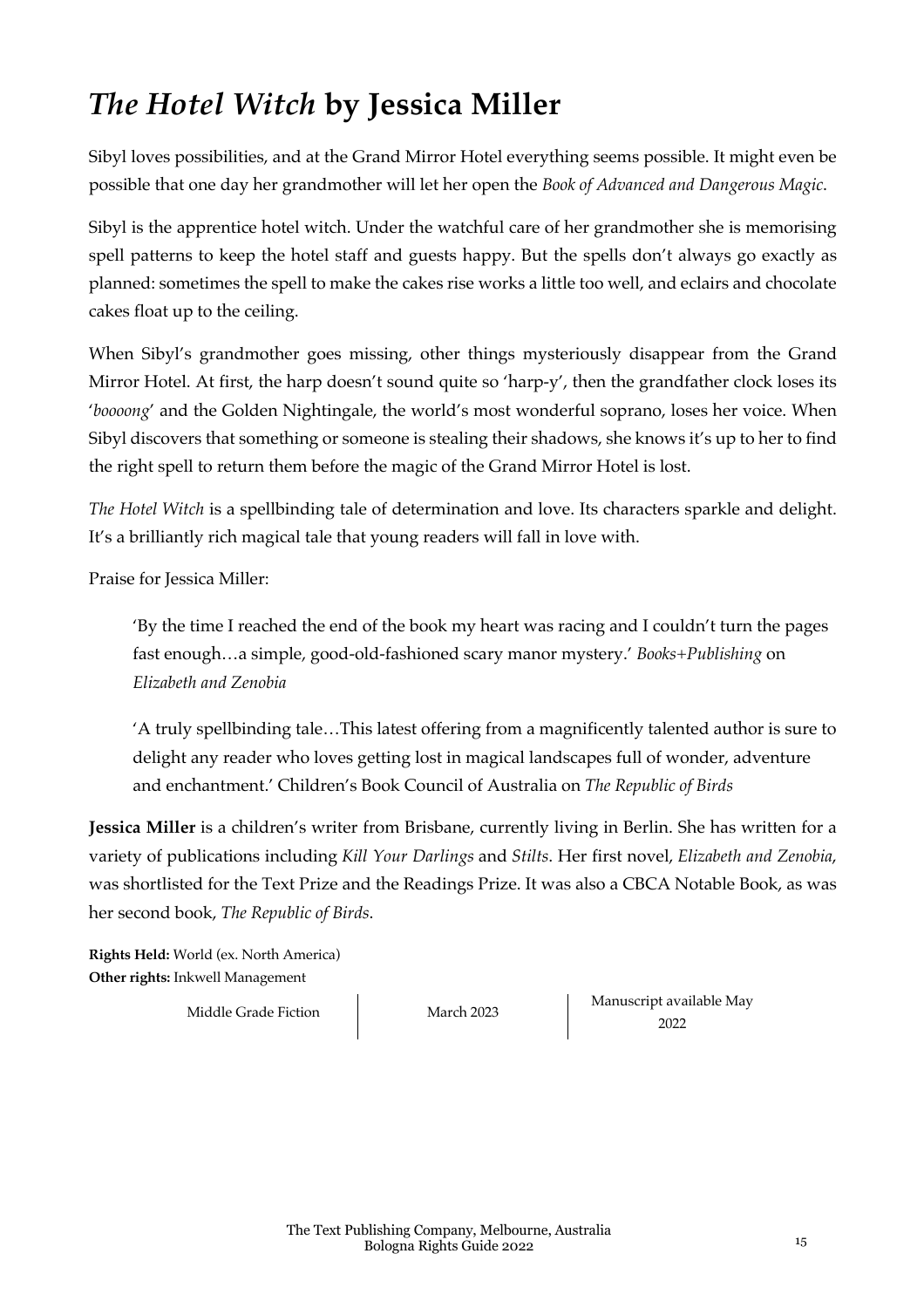# *The Hotel Witch* by Jessica Miller

Sibyl loves possibilities, and at the Grand Mirror Hotel everything seems possible. It might even be possible that one day her grandmother will let her open the *Book of Advanced and Dangerous Magic*.

Sibyl is the apprentice hotel witch. Under the watchful care of her grandmother she is memorising spell patterns to keep the hotel staff and guests happy. But the spells don't always go exactly as planned: sometimes the spell to make the cakes rise works a little too well, and eclairs and chocolate cakes float up to the ceiling.

When Sibyl's grandmother goes missing, other things mysteriously disappear from the Grand Mirror Hotel. At first, the harp doesn't sound quite so 'harp-y', then the grandfather clock loses its '*boooong*' and the Golden Nightingale, the world's most wonderful soprano, loses her voice. When Sibyl discovers that something or someone is stealing their shadows, she knows it's up to her to find the right spell to return them before the magic of the Grand Mirror Hotel is lost.

*The Hotel Witch* is a spellbinding tale of determination and love. Its characters sparkle and delight. It's a brilliantly rich magical tale that young readers will fall in love with.

Praise for Jessica Miller:

> 'By the time I reached the end of the book my heart was racing and I couldn't turn the pages fast enough…a simple, good-old-fashioned scary manor mystery.' *Books+Publishing* on *Elizabeth and Zenobia*

> 'A truly spellbinding tale…This latest offering from a magnificently talented author is sure to delight any reader who loves getting lost in magical landscapes full of wonder, adventure and enchantment.' Children's Book Council of Australia on *The Republic of Birds*

**Jessica Miller** is a children's writer from Brisbane, currently living in Berlin. She has written for a variety of publications including *Kill Your Darlings* and *Stilts*. Her first novel, *Elizabeth and Zenobia*, was shortlisted for the Text Prize and the Readings Prize. It was also a CBCA Notable Book, as was her second book, *The Republic of Birds*.

**Rights Held:** World (ex. North America)
**Other rights:** Inkwell Management

Middle Grade Fiction | March 2023 | Manuscript available May 2022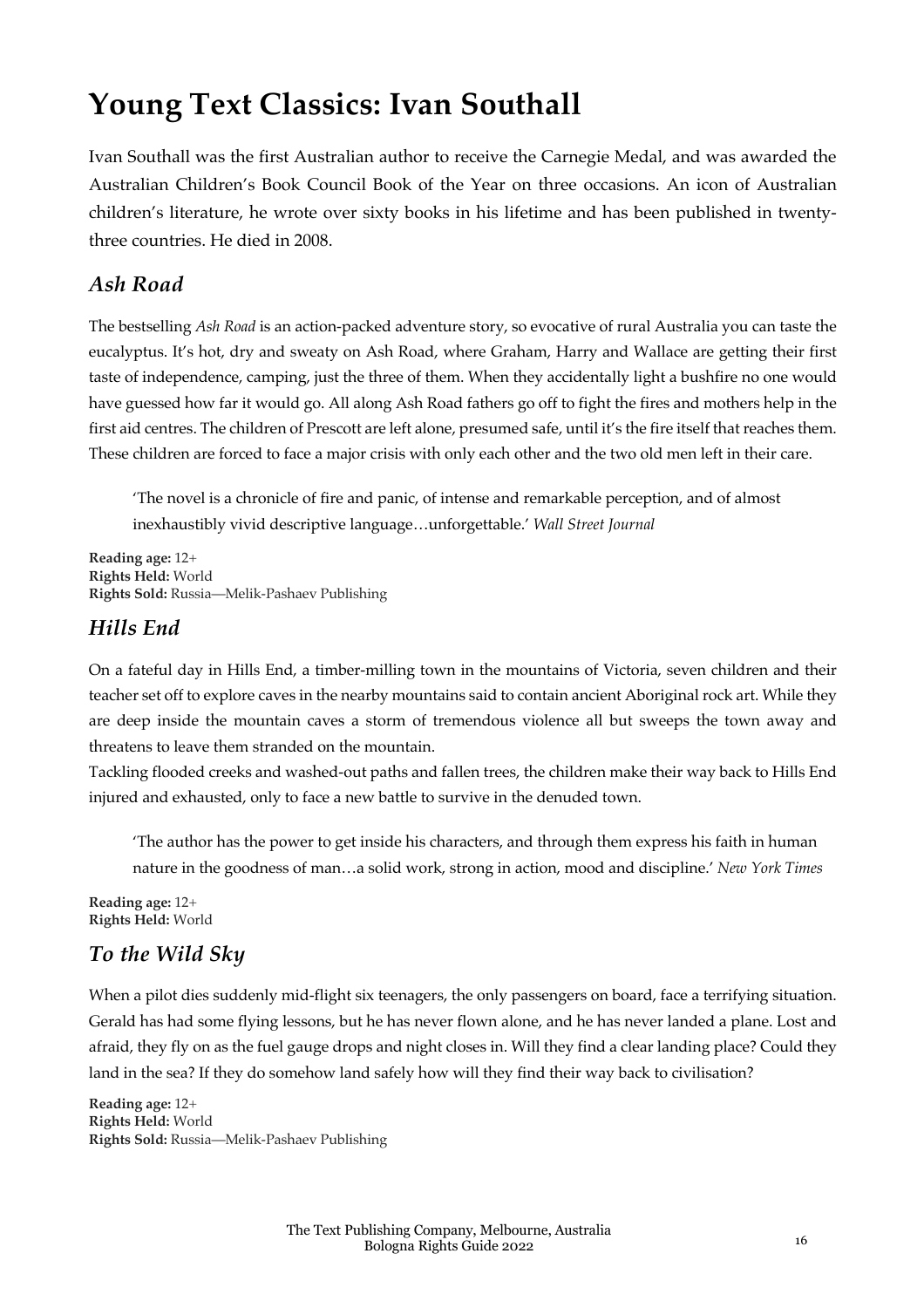# Young Text Classics: Ivan Southall

Ivan Southall was the first Australian author to receive the Carnegie Medal, and was awarded the Australian Children's Book Council Book of the Year on three occasions. An icon of Australian children's literature, he wrote over sixty books in his lifetime and has been published in twenty-three countries. He died in 2008.

## *Ash Road*

The bestselling *Ash Road* is an action-packed adventure story, so evocative of rural Australia you can taste the eucalyptus. It's hot, dry and sweaty on Ash Road, where Graham, Harry and Wallace are getting their first taste of independence, camping, just the three of them. When they accidentally light a bushfire no one would have guessed how far it would go. All along Ash Road fathers go off to fight the fires and mothers help in the first aid centres. The children of Prescott are left alone, presumed safe, until it's the fire itself that reaches them. These children are forced to face a major crisis with only each other and the two old men left in their care.

> 'The novel is a chronicle of fire and panic, of intense and remarkable perception, and of almost inexhaustibly vivid descriptive language…unforgettable.' *Wall Street Journal*

**Reading age:** 12+
**Rights Held:** World
**Rights Sold:** Russia—Melik-Pashaev Publishing

## *Hills End*

On a fateful day in Hills End, a timber-milling town in the mountains of Victoria, seven children and their teacher set off to explore caves in the nearby mountains said to contain ancient Aboriginal rock art. While they are deep inside the mountain caves a storm of tremendous violence all but sweeps the town away and threatens to leave them stranded on the mountain.

Tackling flooded creeks and washed-out paths and fallen trees, the children make their way back to Hills End injured and exhausted, only to face a new battle to survive in the denuded town.

> 'The author has the power to get inside his characters, and through them express his faith in human nature in the goodness of man…a solid work, strong in action, mood and discipline.' *New York Times*

**Reading age:** 12+
**Rights Held:** World

## *To the Wild Sky*

When a pilot dies suddenly mid-flight six teenagers, the only passengers on board, face a terrifying situation. Gerald has had some flying lessons, but he has never flown alone, and he has never landed a plane. Lost and afraid, they fly on as the fuel gauge drops and night closes in. Will they find a clear landing place? Could they land in the sea? If they do somehow land safely how will they find their way back to civilisation?

**Reading age:** 12+
**Rights Held:** World
**Rights Sold:** Russia—Melik-Pashaev Publishing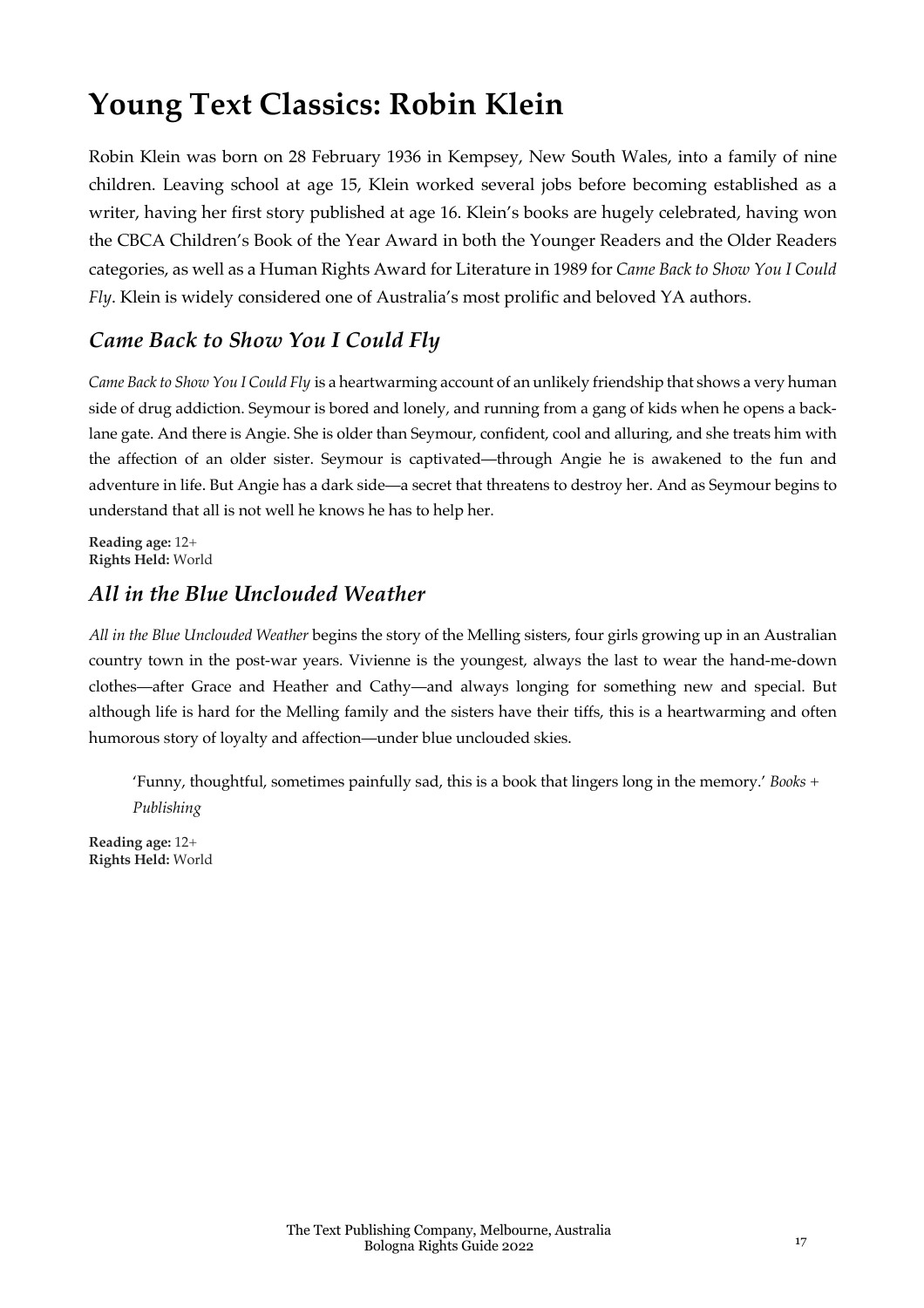# Young Text Classics: Robin Klein

Robin Klein was born on 28 February 1936 in Kempsey, New South Wales, into a family of nine children. Leaving school at age 15, Klein worked several jobs before becoming established as a writer, having her first story published at age 16. Klein's books are hugely celebrated, having won the CBCA Children's Book of the Year Award in both the Younger Readers and the Older Readers categories, as well as a Human Rights Award for Literature in 1989 for *Came Back to Show You I Could Fly*. Klein is widely considered one of Australia's most prolific and beloved YA authors.

## *Came Back to Show You I Could Fly*

*Came Back to Show You I Could Fly* is a heartwarming account of an unlikely friendship that shows a very human side of drug addiction. Seymour is bored and lonely, and running from a gang of kids when he opens a back-lane gate. And there is Angie. She is older than Seymour, confident, cool and alluring, and she treats him with the affection of an older sister. Seymour is captivated—through Angie he is awakened to the fun and adventure in life. But Angie has a dark side—a secret that threatens to destroy her. And as Seymour begins to understand that all is not well he knows he has to help her.

**Reading age:** 12+
**Rights Held:** World

## *All in the Blue Unclouded Weather*

*All in the Blue Unclouded Weather* begins the story of the Melling sisters, four girls growing up in an Australian country town in the post-war years. Vivienne is the youngest, always the last to wear the hand-me-down clothes—after Grace and Heather and Cathy—and always longing for something new and special. But although life is hard for the Melling family and the sisters have their tiffs, this is a heartwarming and often humorous story of loyalty and affection—under blue unclouded skies.

> 'Funny, thoughtful, sometimes painfully sad, this is a book that lingers long in the memory.' *Books + Publishing*

**Reading age:** 12+
**Rights Held:** World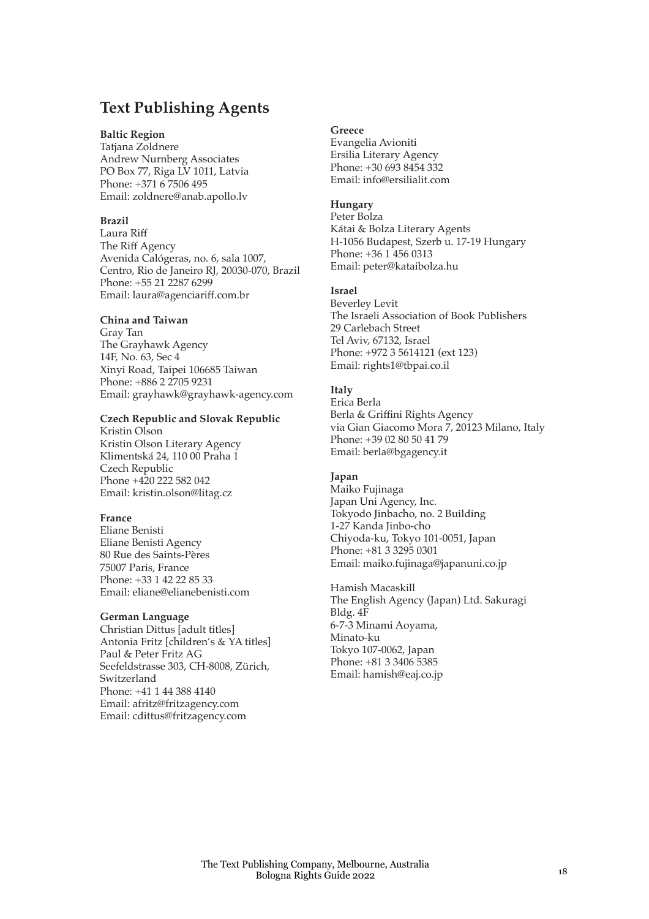## Text Publishing Agents

**Baltic Region**
Tatjana Zoldnere
Andrew Nurnberg Associates
PO Box 77, Riga LV 1011, Latvia
Phone: +371 6 7506 495
Email: zoldnere@anab.apollo.lv

**Brazil**
Laura Riff
The Riff Agency
Avenida Calógeras, no. 6, sala 1007,
Centro, Rio de Janeiro RJ, 20030-070, Brazil
Phone: +55 21 2287 6299
Email: laura@agenciariff.com.br

**China and Taiwan**
Gray Tan
The Grayhawk Agency
14F, No. 63, Sec 4
Xinyi Road, Taipei 106685 Taiwan
Phone: +886 2 2705 9231
Email: grayhawk@grayhawk-agency.com

**Czech Republic and Slovak Republic**
Kristin Olson
Kristin Olson Literary Agency
Klimentská 24, 110 00 Praha 1
Czech Republic
Phone +420 222 582 042
Email: kristin.olson@litag.cz

**France**
Eliane Benisti
Eliane Benisti Agency
80 Rue des Saints-Pères
75007 Paris, France
Phone: +33 1 42 22 85 33
Email: eliane@elianebenisti.com

**German Language**
Christian Dittus [adult titles]
Antonia Fritz [children's & YA titles]
Paul & Peter Fritz AG
Seefeldstrasse 303, CH-8008, Zürich,
Switzerland
Phone: +41 1 44 388 4140
Email: afritz@fritzagency.com
Email: cdittus@fritzagency.com

**Greece**
Evangelia Avioniti
Ersilia Literary Agency
Phone: +30 693 8454 332
Email: info@ersilialit.com

**Hungary**
Peter Bolza
Kátai & Bolza Literary Agents
H-1056 Budapest, Szerb u. 17-19 Hungary
Phone: +36 1 456 0313
Email: peter@kataibolza.hu

**Israel**
Beverley Levit
The Israeli Association of Book Publishers
29 Carlebach Street
Tel Aviv, 67132, Israel
Phone: +972 3 5614121 (ext 123)
Email: rights1@tbpai.co.il

**Italy**
Erica Berla
Berla & Griffini Rights Agency
via Gian Giacomo Mora 7, 20123 Milano, Italy
Phone: +39 02 80 50 41 79
Email: berla@bgagency.it

**Japan**
Maiko Fujinaga
Japan Uni Agency, Inc.
Tokyodo Jinbacho, no. 2 Building
1-27 Kanda Jinbo-cho
Chiyoda-ku, Tokyo 101-0051, Japan
Phone: +81 3 3295 0301
Email: maiko.fujinaga@japanuni.co.jp

Hamish Macaskill
The English Agency (Japan) Ltd. Sakuragi Bldg. 4F
6-7-3 Minami Aoyama,
Minato-ku
Tokyo 107-0062, Japan
Phone: +81 3 3406 5385
Email: hamish@eaj.co.jp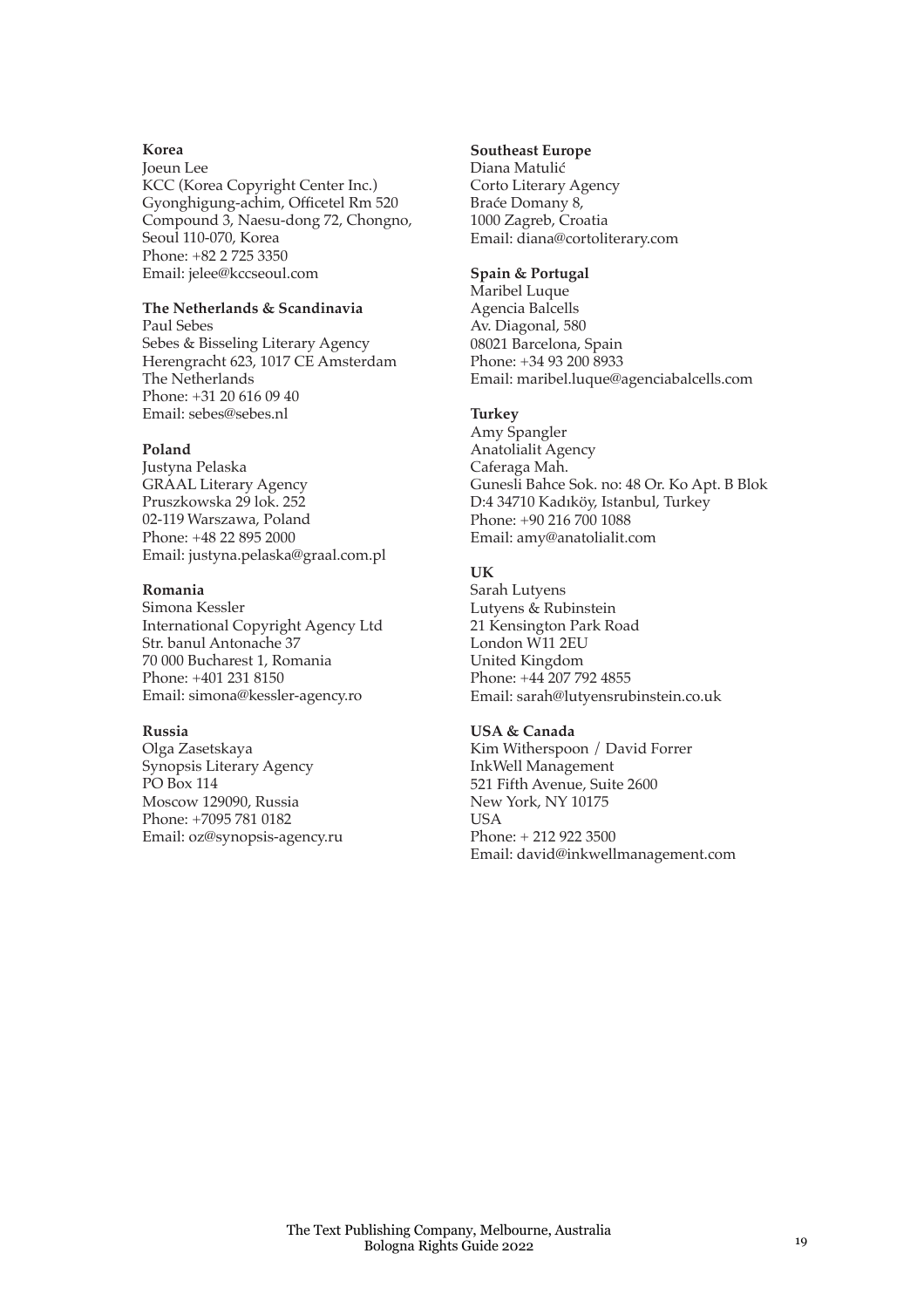**Korea**
Joeun Lee
KCC (Korea Copyright Center Inc.)
Gyonghigung-achim, Officetel Rm 520
Compound 3, Naesu-dong 72, Chongno,
Seoul 110-070, Korea
Phone: +82 2 725 3350
Email: jelee@kccseoul.com

**The Netherlands & Scandinavia**
Paul Sebes
Sebes & Bisseling Literary Agency
Herengracht 623, 1017 CE Amsterdam
The Netherlands
Phone: +31 20 616 09 40
Email: sebes@sebes.nl

**Poland**
Justyna Pelaska
GRAAL Literary Agency
Pruszkowska 29 lok. 252
02-119 Warszawa, Poland
Phone: +48 22 895 2000
Email: justyna.pelaska@graal.com.pl

**Romania**
Simona Kessler
International Copyright Agency Ltd
Str. banul Antonache 37
70 000 Bucharest 1, Romania
Phone: +401 231 8150
Email: simona@kessler-agency.ro

**Russia**
Olga Zasetskaya
Synopsis Literary Agency
PO Box 114
Moscow 129090, Russia
Phone: +7095 781 0182
Email: oz@synopsis-agency.ru

**Southeast Europe**
Diana Matulić
Corto Literary Agency
Braće Domany 8,
1000 Zagreb, Croatia
Email: diana@cortoliterary.com

**Spain & Portugal**
Maribel Luque
Agencia Balcells
Av. Diagonal, 580
08021 Barcelona, Spain
Phone: +34 93 200 8933
Email: maribel.luque@agenciabalcells.com

**Turkey**
Amy Spangler
Anatolialit Agency
Caferaga Mah.
Gunesli Bahce Sok. no: 48 Or. Ko Apt. B Blok
D:4 34710 Kadıköy, Istanbul, Turkey
Phone: +90 216 700 1088
Email: amy@anatolialit.com

**UK**
Sarah Lutyens
Lutyens & Rubinstein
21 Kensington Park Road
London W11 2EU
United Kingdom
Phone: +44 207 792 4855
Email: sarah@lutyensrubinstein.co.uk

**USA & Canada**
Kim Witherspoon / David Forrer
InkWell Management
521 Fifth Avenue, Suite 2600
New York, NY 10175
USA
Phone: + 212 922 3500
Email: david@inkwellmanagement.com